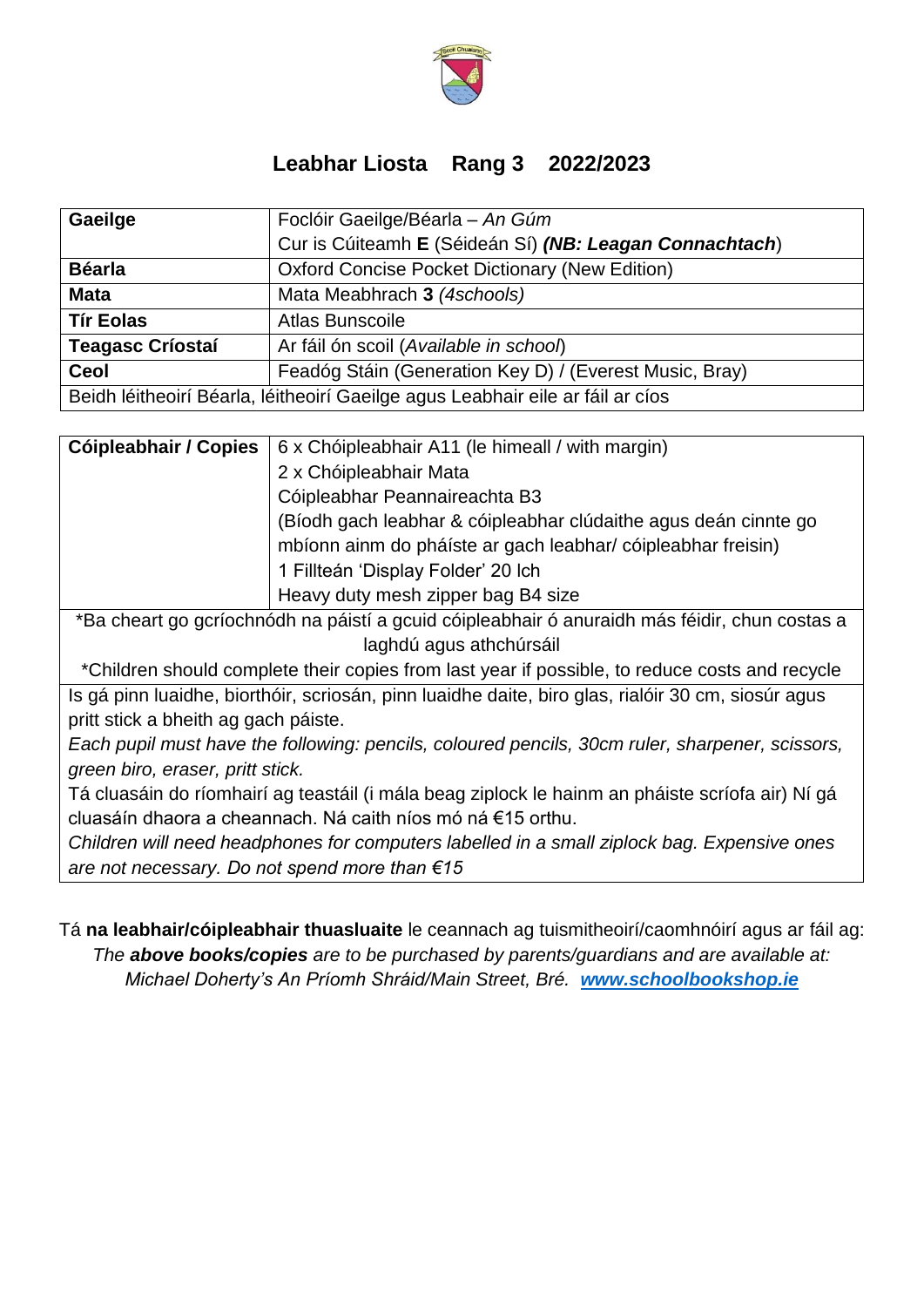# Leabhar Liosta Rang 3 2022/2023

| | |
|---|---|
| **Gaeilge** | Foclóir Gaeilge/Béarla – *An Gúm*<br>Cur is Cúiteamh **E** (Séideán Sí) ***(NB: Leagan Connachtach***) |
| **Béarla** | Oxford Concise Pocket Dictionary (New Edition) |
| **Mata** | Mata Meabhrach **3** *(4schools)* |
| **Tír Eolas** | Atlas Bunscoile |
| **Teagasc Críostaí** | Ar fáil ón scoil (*Available in school*) |
| **Ceol** | Feadóg Stáin (Generation Key D) / (Everest Music, Bray) |
| Beidh léitheoirí Béarla, léitheoirí Gaeilge agus Leabhair eile ar fáil ar cíos | |

| | |
|---|---|
| **Cóipleabhair / Copies** | 6 x Chóipleabhair A11 (le himeall / with margin)<br>2 x Chóipleabhair Mata<br>Cóipleabhar Peannaireachta B3<br>(Bíodh gach leabhar & cóipleabhar clúdaithe agus deán cinnte go mbíonn ainm do pháíste ar gach leabhar/ cóipleabhar freisin)<br>1 Fillteán 'Display Folder' 20 lch<br>Heavy duty mesh zipper bag B4 size |

*Ba cheart go gcríochnódh na páistí a gcuid cóipleabhair ó anuraidh más féidir, chun costas a laghdú agus athchúrsáil

*Children should complete their copies from last year if possible, to reduce costs and recycle

Is gá pinn luaidhe, biorthóir, scriosán, pinn luaidhe daite, biro glas, rialóir 30 cm, siosúr agus pritt stick a bheith ag gach páiste.

*Each pupil must have the following: pencils, coloured pencils, 30cm ruler, sharpener, scissors, green biro, eraser, pritt stick.*

Tá cluasáin do ríomhairí ag teastáil (i mála beag ziplock le hainm an pháiste scríofa air) Ní gá cluasáín dhaora a cheannach. Ná caith níos mó ná €15 orthu.

*Children will need headphones for computers labelled in a small ziplock bag. Expensive ones are not necessary. Do not spend more than €15*

Tá **na leabhair/cóipleabhair thuasluaite** le ceannach ag tuismitheoirí/caomhnóirí agus ar fáil ag:

*The **above books/copies** are to be purchased by parents/guardians and are available at:*

*Michael Doherty's An Príomh Shráid/Main Street, Bré.* ***www.schoolbookshop.ie***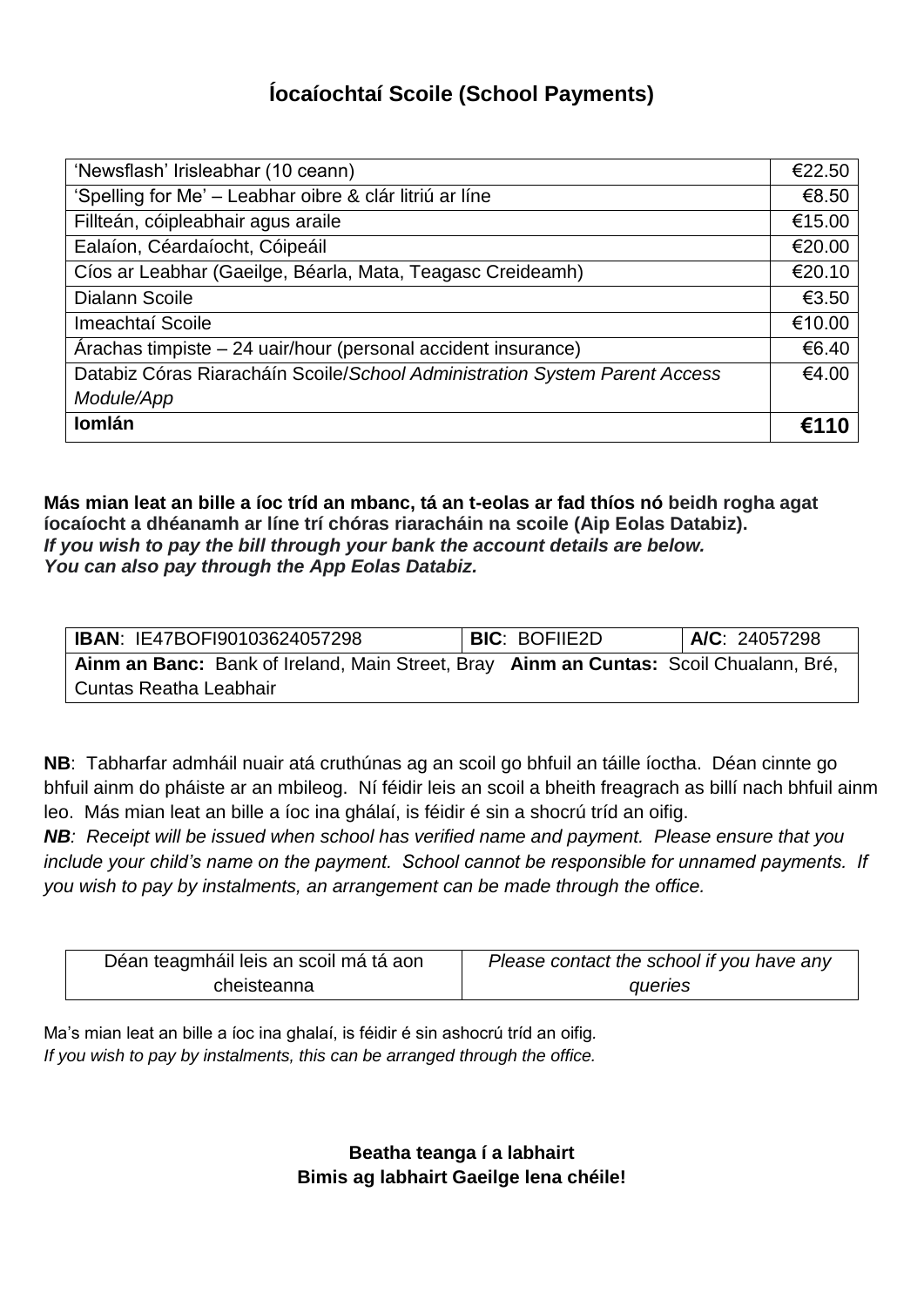# Íocaíochtaí Scoile (School Payments)

| | |
|---|---|
| 'Newsflash' Irisleabhar (10 ceann) | €22.50 |
| 'Spelling for Me' – Leabhar oibre & clár litriú ar líne | €8.50 |
| Fillteán, cóipleabhair agus araile | €15.00 |
| Ealaíon, Céardaíocht, Cóipeáil | €20.00 |
| Cíos ar Leabhar (Gaeilge, Béarla, Mata, Teagasc Creideamh) | €20.10 |
| Dialann Scoile | €3.50 |
| Imeachtaí Scoile | €10.00 |
| Árachas timpiste – 24 uair/hour (personal accident insurance) | €6.40 |
| Databiz Córas Riaracháin Scoile/*School Administration System Parent Access Module/App* | €4.00 |
| **Iomlán** | **€110** |

**Más mian leat an bille a íoc tríd an mbanc, tá an t-eolas ar fad thíos nó beidh rogha agat íocaíocht a dhéanamh ar líne trí chóras riaracháin na scoile (Aip Eolas Databiz).**
***If you wish to pay the bill through your bank the account details are below.***
***You can also pay through the App Eolas Databiz.***

| | | |
|---|---|---|
| **IBAN**: IE47BOFI90103624057298 | **BIC**: BOFIIE2D | **A/C**: 24057298 |
| **Ainm an Banc:** Bank of Ireland, Main Street, Bray **Ainm an Cuntas:** Scoil Chualann, Bré, Cuntas Reatha Leabhair | | |

**NB**: Tabharfar admháil nuair atá cruthúnas ag an scoil go bhfuil an táille íoctha. Déan cinnte go bhfuil ainm do pháiste ar an mbileog. Ní féidir leis an scoil a bheith freagrach as billí nach bhfuil ainm leo. Más mian leat an bille a íoc ina ghálaí, is féidir é sin a shocrú tríd an oifig.
***NB**: Receipt will be issued when school has verified name and payment. Please ensure that you include your child's name on the payment. School cannot be responsible for unnamed payments. If you wish to pay by instalments, an arrangement can be made through the office.*

| | |
|---|---|
| Déan teagmháil leis an scoil má tá aon cheisteanna | *Please contact the school if you have any queries* |

Ma's mian leat an bille a íoc ina ghalaí, is féidir é sin ashocrú tríd an oifig.
*If you wish to pay by instalments, this can be arranged through the office.*

**Beatha teanga í a labhairt**
**Bimis ag labhairt Gaeilge lena chéile!**